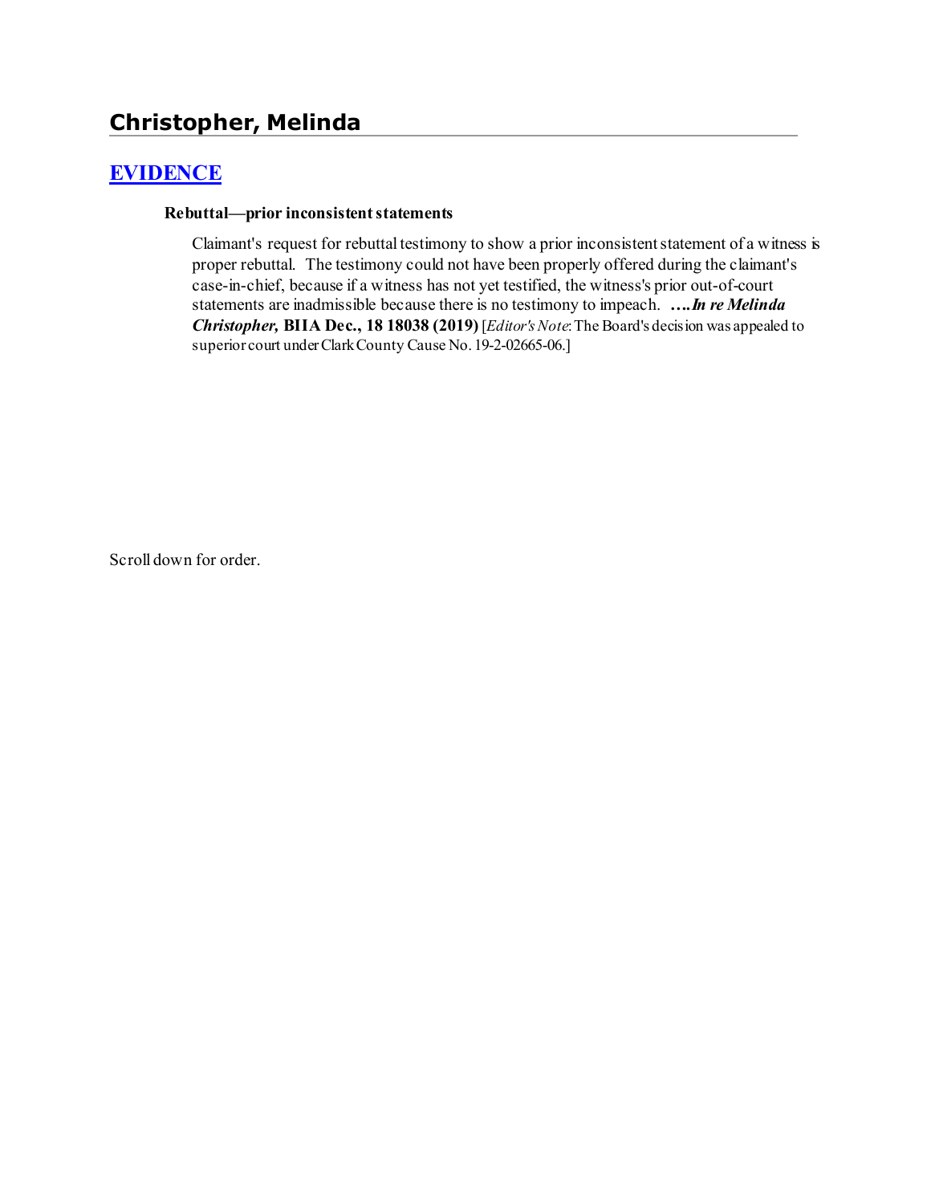# Christopher, Melinda

## EVIDENCE

**Rebuttal—prior inconsistent statements**

Claimant's request for rebuttal testimony to show a prior inconsistent statement of a witness is proper rebuttal. The testimony could not have been properly offered during the claimant's case-in-chief, because if a witness has not yet testified, the witness's prior out-of-court statements are inadmissible because there is no testimony to impeach. ***….In re Melinda Christopher,*** **BIIA Dec., 18 18038 (2019)** [*Editor's Note*: The Board's decision was appealed to superior court under Clark County Cause No. 19-2-02665-06.]

Scroll down for order.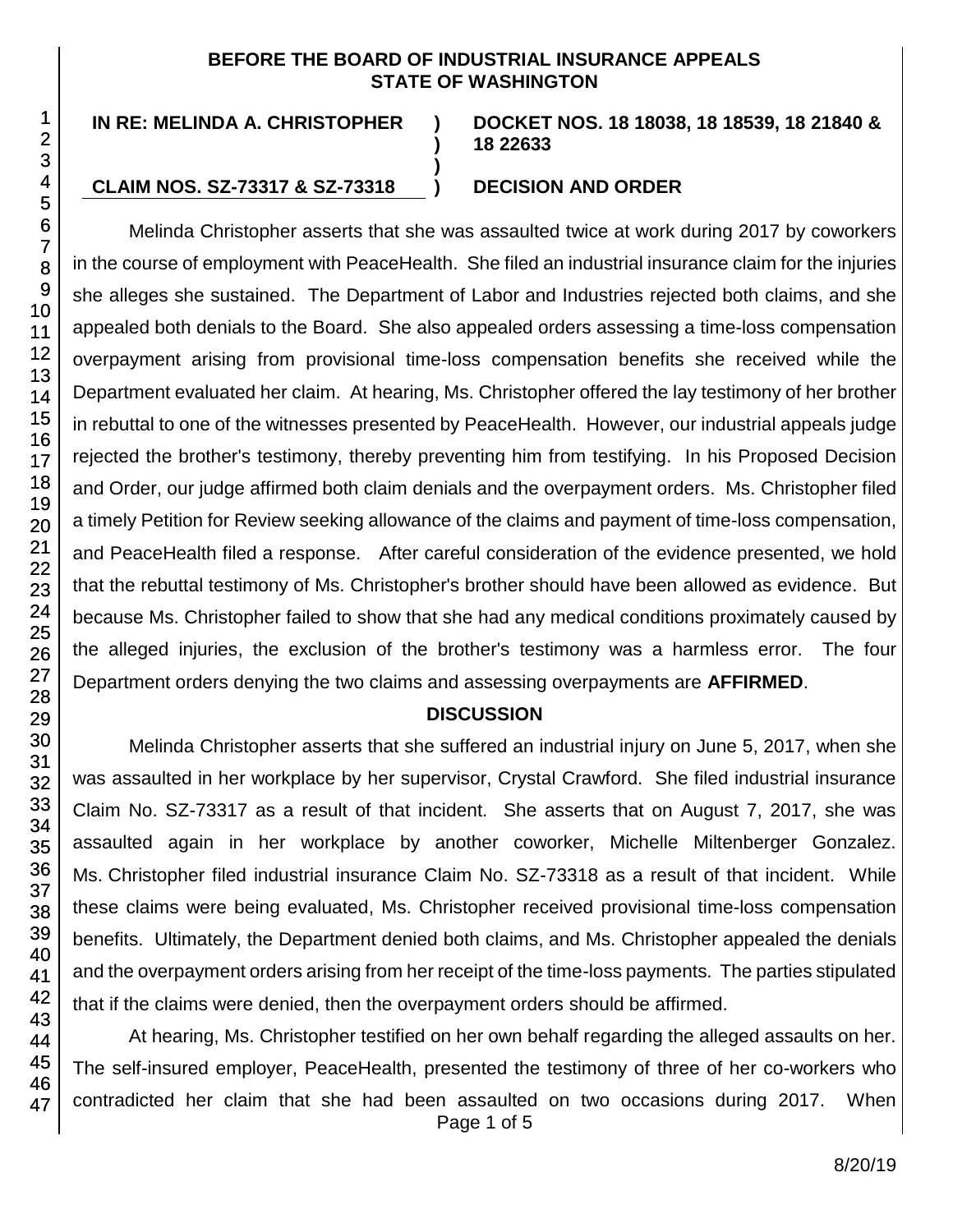**BEFORE THE BOARD OF INDUSTRIAL INSURANCE APPEALS STATE OF WASHINGTON**

| | | |
|---|---|---|
| **IN RE: MELINDA A. CHRISTOPHER** | **)** | **DOCKET NOS. 18 18038, 18 18539, 18 21840 & 18 22633** |
| | **)** | |
| | **)** | |
| **CLAIM NOS. SZ-73317 & SZ-73318** | **)** | **DECISION AND ORDER** |

Melinda Christopher asserts that she was assaulted twice at work during 2017 by coworkers in the course of employment with PeaceHealth. She filed an industrial insurance claim for the injuries she alleges she sustained. The Department of Labor and Industries rejected both claims, and she appealed both denials to the Board. She also appealed orders assessing a time-loss compensation overpayment arising from provisional time-loss compensation benefits she received while the Department evaluated her claim. At hearing, Ms. Christopher offered the lay testimony of her brother in rebuttal to one of the witnesses presented by PeaceHealth. However, our industrial appeals judge rejected the brother's testimony, thereby preventing him from testifying. In his Proposed Decision and Order, our judge affirmed both claim denials and the overpayment orders. Ms. Christopher filed a timely Petition for Review seeking allowance of the claims and payment of time-loss compensation, and PeaceHealth filed a response. After careful consideration of the evidence presented, we hold that the rebuttal testimony of Ms. Christopher's brother should have been allowed as evidence. But because Ms. Christopher failed to show that she had any medical conditions proximately caused by the alleged injuries, the exclusion of the brother's testimony was a harmless error. The four Department orders denying the two claims and assessing overpayments are **AFFIRMED**.

## DISCUSSION

Melinda Christopher asserts that she suffered an industrial injury on June 5, 2017, when she was assaulted in her workplace by her supervisor, Crystal Crawford. She filed industrial insurance Claim No. SZ-73317 as a result of that incident. She asserts that on August 7, 2017, she was assaulted again in her workplace by another coworker, Michelle Miltenberger Gonzalez. Ms. Christopher filed industrial insurance Claim No. SZ-73318 as a result of that incident. While these claims were being evaluated, Ms. Christopher received provisional time-loss compensation benefits. Ultimately, the Department denied both claims, and Ms. Christopher appealed the denials and the overpayment orders arising from her receipt of the time-loss payments. The parties stipulated that if the claims were denied, then the overpayment orders should be affirmed.

At hearing, Ms. Christopher testified on her own behalf regarding the alleged assaults on her. The self-insured employer, PeaceHealth, presented the testimony of three of her co-workers who contradicted her claim that she had been assaulted on two occasions during 2017. When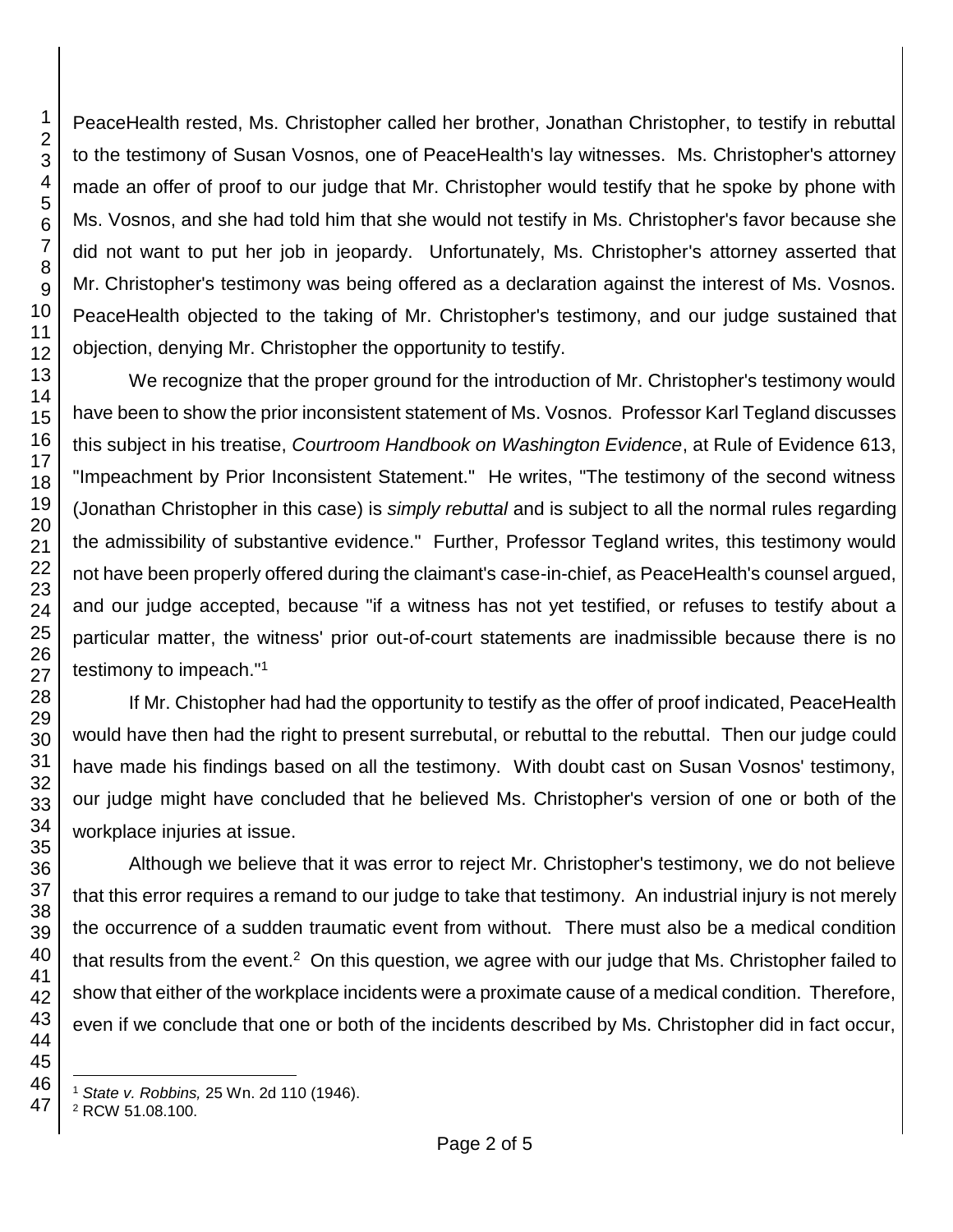PeaceHealth rested, Ms. Christopher called her brother, Jonathan Christopher, to testify in rebuttal to the testimony of Susan Vosnos, one of PeaceHealth's lay witnesses. Ms. Christopher's attorney made an offer of proof to our judge that Mr. Christopher would testify that he spoke by phone with Ms. Vosnos, and she had told him that she would not testify in Ms. Christopher's favor because she did not want to put her job in jeopardy. Unfortunately, Ms. Christopher's attorney asserted that Mr. Christopher's testimony was being offered as a declaration against the interest of Ms. Vosnos. PeaceHealth objected to the taking of Mr. Christopher's testimony, and our judge sustained that objection, denying Mr. Christopher the opportunity to testify.

We recognize that the proper ground for the introduction of Mr. Christopher's testimony would have been to show the prior inconsistent statement of Ms. Vosnos. Professor Karl Tegland discusses this subject in his treatise, *Courtroom Handbook on Washington Evidence*, at Rule of Evidence 613, "Impeachment by Prior Inconsistent Statement." He writes, "The testimony of the second witness (Jonathan Christopher in this case) is *simply rebuttal* and is subject to all the normal rules regarding the admissibility of substantive evidence." Further, Professor Tegland writes, this testimony would not have been properly offered during the claimant's case-in-chief, as PeaceHealth's counsel argued, and our judge accepted, because "if a witness has not yet testified, or refuses to testify about a particular matter, the witness' prior out-of-court statements are inadmissible because there is no testimony to impeach."[1]

If Mr. Chistopher had had the opportunity to testify as the offer of proof indicated, PeaceHealth would have then had the right to present surrebutal, or rebuttal to the rebuttal. Then our judge could have made his findings based on all the testimony. With doubt cast on Susan Vosnos' testimony, our judge might have concluded that he believed Ms. Christopher's version of one or both of the workplace injuries at issue.

Although we believe that it was error to reject Mr. Christopher's testimony, we do not believe that this error requires a remand to our judge to take that testimony. An industrial injury is not merely the occurrence of a sudden traumatic event from without. There must also be a medical condition that results from the event.[2] On this question, we agree with our judge that Ms. Christopher failed to show that either of the workplace incidents were a proximate cause of a medical condition. Therefore, even if we conclude that one or both of the incidents described by Ms. Christopher did in fact occur,

---

[1] *State v. Robbins,* 25 Wn. 2d 110 (1946).

[2] RCW 51.08.100.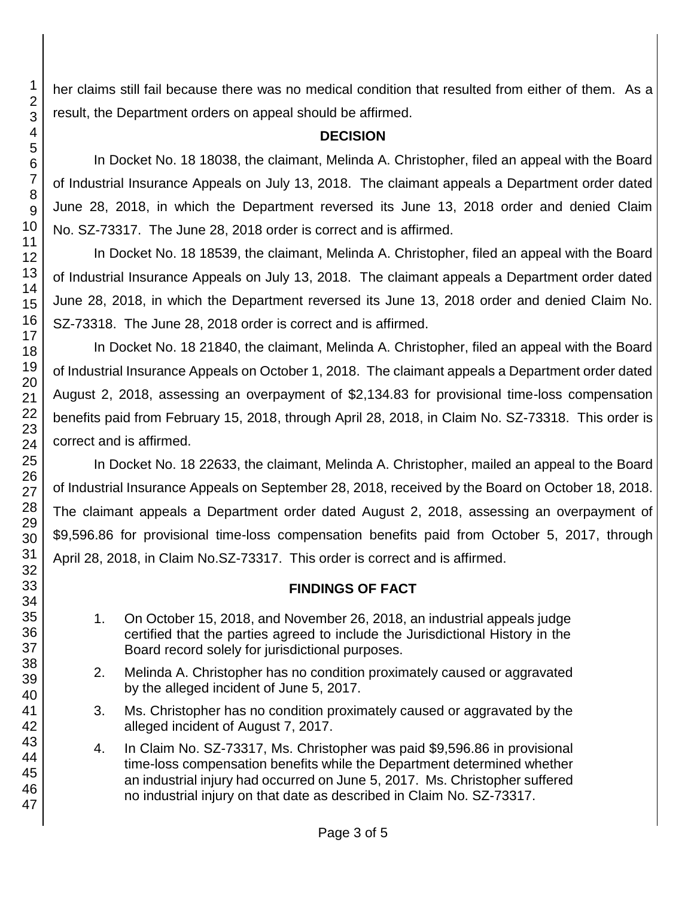her claims still fail because there was no medical condition that resulted from either of them. As a result, the Department orders on appeal should be affirmed.

## DECISION

In Docket No. 18 18038, the claimant, Melinda A. Christopher, filed an appeal with the Board of Industrial Insurance Appeals on July 13, 2018. The claimant appeals a Department order dated June 28, 2018, in which the Department reversed its June 13, 2018 order and denied Claim No. SZ-73317. The June 28, 2018 order is correct and is affirmed.

In Docket No. 18 18539, the claimant, Melinda A. Christopher, filed an appeal with the Board of Industrial Insurance Appeals on July 13, 2018. The claimant appeals a Department order dated June 28, 2018, in which the Department reversed its June 13, 2018 order and denied Claim No. SZ-73318. The June 28, 2018 order is correct and is affirmed.

In Docket No. 18 21840, the claimant, Melinda A. Christopher, filed an appeal with the Board of Industrial Insurance Appeals on October 1, 2018. The claimant appeals a Department order dated August 2, 2018, assessing an overpayment of $2,134.83 for provisional time-loss compensation benefits paid from February 15, 2018, through April 28, 2018, in Claim No. SZ-73318. This order is correct and is affirmed.

In Docket No. 18 22633, the claimant, Melinda A. Christopher, mailed an appeal to the Board of Industrial Insurance Appeals on September 28, 2018, received by the Board on October 18, 2018. The claimant appeals a Department order dated August 2, 2018, assessing an overpayment of $9,596.86 for provisional time-loss compensation benefits paid from October 5, 2017, through April 28, 2018, in Claim No.SZ-73317. This order is correct and is affirmed.

## FINDINGS OF FACT

1. On October 15, 2018, and November 26, 2018, an industrial appeals judge certified that the parties agreed to include the Jurisdictional History in the Board record solely for jurisdictional purposes.

2. Melinda A. Christopher has no condition proximately caused or aggravated by the alleged incident of June 5, 2017.

3. Ms. Christopher has no condition proximately caused or aggravated by the alleged incident of August 7, 2017.

4. In Claim No. SZ-73317, Ms. Christopher was paid $9,596.86 in provisional time-loss compensation benefits while the Department determined whether an industrial injury had occurred on June 5, 2017. Ms. Christopher suffered no industrial injury on that date as described in Claim No. SZ-73317.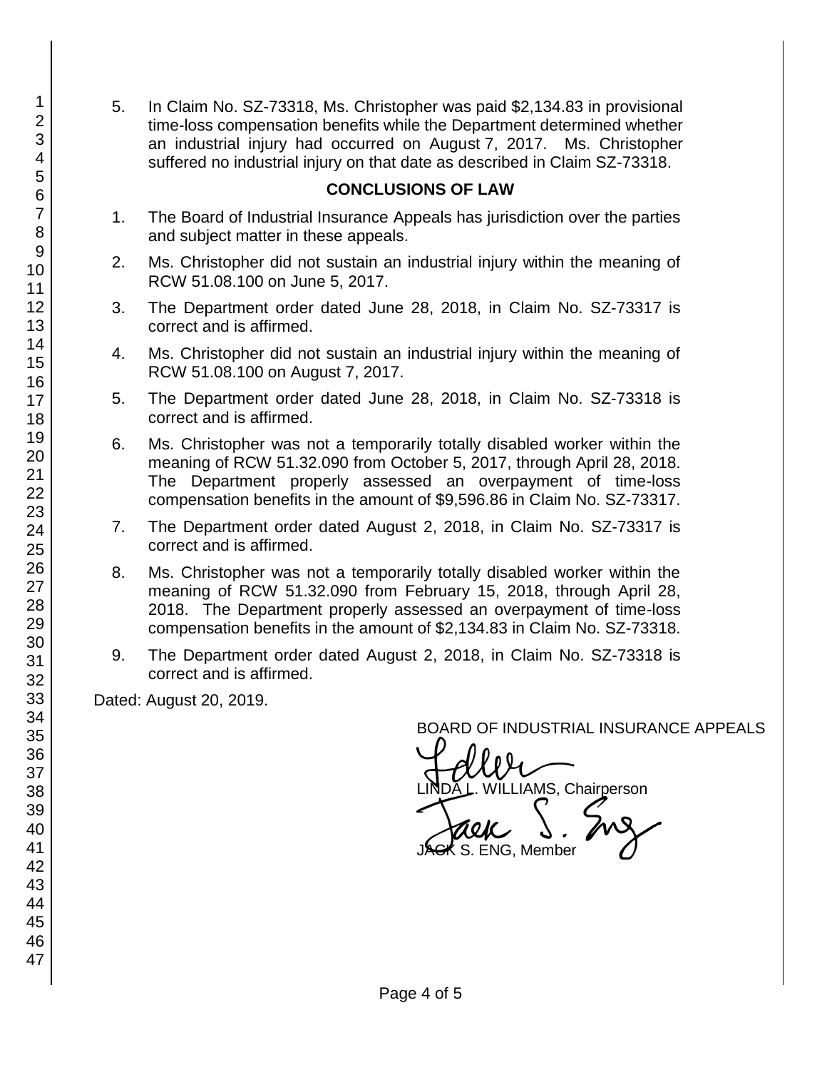5. In Claim No. SZ-73318, Ms. Christopher was paid $2,134.83 in provisional time-loss compensation benefits while the Department determined whether an industrial injury had occurred on August 7, 2017. Ms. Christopher suffered no industrial injury on that date as described in Claim SZ-73318.

## CONCLUSIONS OF LAW

1. The Board of Industrial Insurance Appeals has jurisdiction over the parties and subject matter in these appeals.

2. Ms. Christopher did not sustain an industrial injury within the meaning of RCW 51.08.100 on June 5, 2017.

3. The Department order dated June 28, 2018, in Claim No. SZ-73317 is correct and is affirmed.

4. Ms. Christopher did not sustain an industrial injury within the meaning of RCW 51.08.100 on August 7, 2017.

5. The Department order dated June 28, 2018, in Claim No. SZ-73318 is correct and is affirmed.

6. Ms. Christopher was not a temporarily totally disabled worker within the meaning of RCW 51.32.090 from October 5, 2017, through April 28, 2018. The Department properly assessed an overpayment of time-loss compensation benefits in the amount of $9,596.86 in Claim No. SZ-73317.

7. The Department order dated August 2, 2018, in Claim No. SZ-73317 is correct and is affirmed.

8. Ms. Christopher was not a temporarily totally disabled worker within the meaning of RCW 51.32.090 from February 15, 2018, through April 28, 2018. The Department properly assessed an overpayment of time-loss compensation benefits in the amount of $2,134.83 in Claim No. SZ-73318.

9. The Department order dated August 2, 2018, in Claim No. SZ-73318 is correct and is affirmed.

Dated: August 20, 2019.

BOARD OF INDUSTRIAL INSURANCE APPEALS

LINDA L. WILLIAMS, Chairperson

JACK S. ENG, Member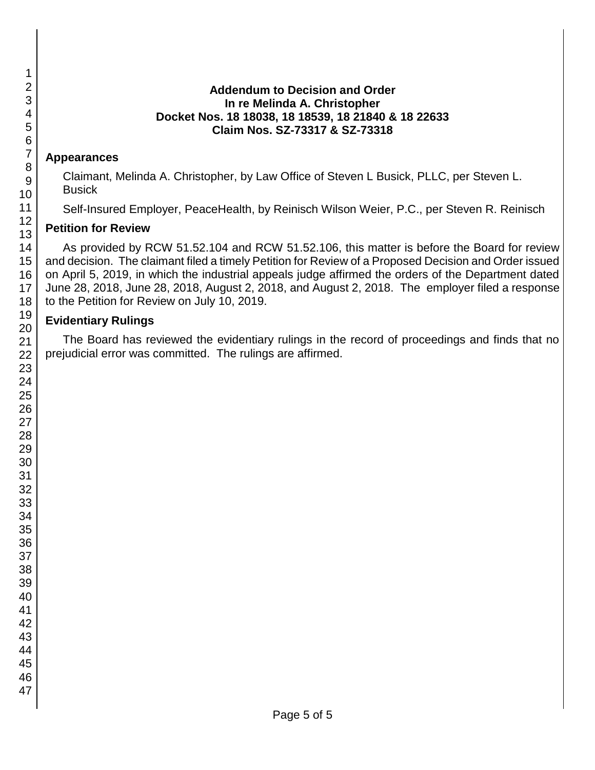**Addendum to Decision and Order**
**In re Melinda A. Christopher**
**Docket Nos. 18 18038, 18 18539, 18 21840 & 18 22633**
**Claim Nos. SZ-73317 & SZ-73318**

## Appearances

Claimant, Melinda A. Christopher, by Law Office of Steven L Busick, PLLC, per Steven L. Busick

Self-Insured Employer, PeaceHealth, by Reinisch Wilson Weier, P.C., per Steven R. Reinisch

## Petition for Review

As provided by RCW 51.52.104 and RCW 51.52.106, this matter is before the Board for review and decision. The claimant filed a timely Petition for Review of a Proposed Decision and Order issued on April 5, 2019, in which the industrial appeals judge affirmed the orders of the Department dated June 28, 2018, June 28, 2018, August 2, 2018, and August 2, 2018. The employer filed a response to the Petition for Review on July 10, 2019.

## Evidentiary Rulings

The Board has reviewed the evidentiary rulings in the record of proceedings and finds that no prejudicial error was committed. The rulings are affirmed.